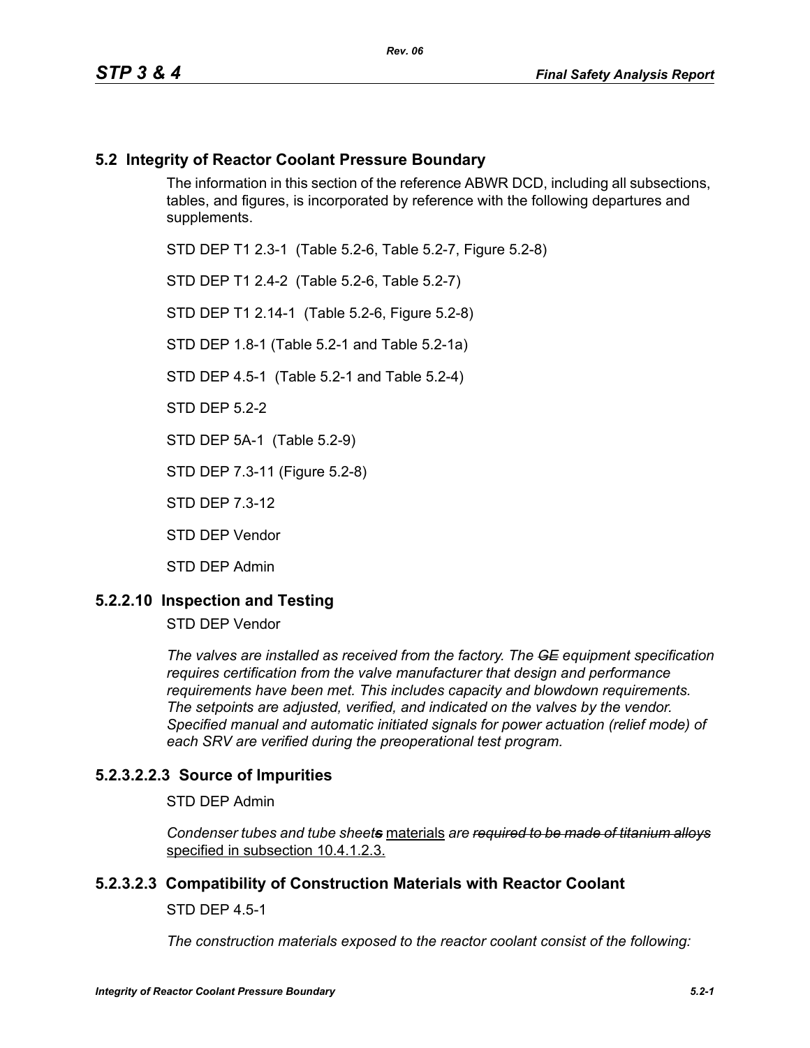## 5.2 Integrity of Reactor Coolant Pressure Boundary

The information in this section of the reference ABWR DCD, including all subsections, tables, and figures, is incorporated by reference with the following departures and supplements.

STD DEP T1 2.3-1 (Table 5.2-6, Table 5.2-7, Figure 5.2-8)

STD DEP T1 2.4-2 (Table 5.2-6, Table 5.2-7)

STD DEP T1 2.14-1 (Table 5.2-6, Figure 5.2-8)

STD DEP 1.8-1 (Table 5.2-1 and Table 5.2-1a)

STD DEP 4.5-1 (Table 5.2-1 and Table 5.2-4)

STD DEP 5.2-2

STD DEP 5A-1 (Table 5.2-9)

STD DEP 7.3-11 (Figure 5.2-8)

STD DEP 7.3-12

STD DEP Vendor

STD DEP Admin

### 5.2.2.10 Inspection and Testing

STD DEP Vendor

*The valves are installed as received from the factory. The ~~GE~~ equipment specification requires certification from the valve manufacturer that design and performance requirements have been met. This includes capacity and blowdown requirements. The setpoints are adjusted, verified, and indicated on the valves by the vendor. Specified manual and automatic initiated signals for power actuation (relief mode) of each SRV are verified during the preoperational test program.*

### 5.2.3.2.2.3 Source of Impurities

STD DEP Admin

*Condenser tubes and tube sheet~~s~~* materials *are ~~required to be made of titanium alloys~~* specified in subsection 10.4.1.2.3.

### 5.2.3.2.3 Compatibility of Construction Materials with Reactor Coolant

STD DEP 4.5-1

*The construction materials exposed to the reactor coolant consist of the following:*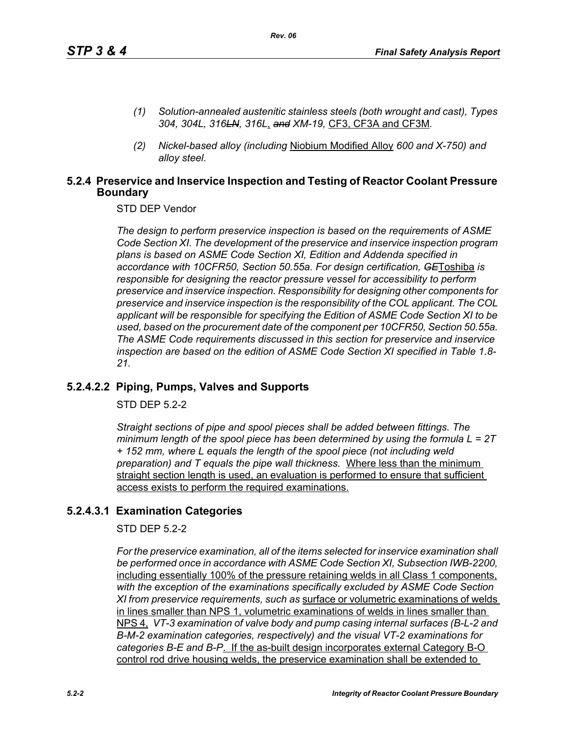*(1) Solution-annealed austenitic stainless steels (both wrought and cast), Types 304, 304L, 316~~LN~~, 316L*, ~~*and*~~ *XM-19,* CF3, CF3A and CF3M*.*

*(2) Nickel-based alloy (including* Niobium Modified Alloy *600 and X-750) and alloy steel.*

## 5.2.4 Preservice and Inservice Inspection and Testing of Reactor Coolant Pressure Boundary

STD DEP Vendor

*The design to perform preservice inspection is based on the requirements of ASME Code Section XI. The development of the preservice and inservice inspection program plans is based on ASME Code Section XI, Edition and Addenda specified in accordance with 10CFR50, Section 50.55a. For design certification,* ~~*GE*~~Toshiba *is responsible for designing the reactor pressure vessel for accessibility to perform preservice and inservice inspection. Responsibility for designing other components for preservice and inservice inspection is the responsibility of the COL applicant. The COL applicant will be responsible for specifying the Edition of ASME Code Section XI to be used, based on the procurement date of the component per 10CFR50, Section 50.55a. The ASME Code requirements discussed in this section for preservice and inservice inspection are based on the edition of ASME Code Section XI specified in Table 1.8-21.*

## 5.2.4.2.2 Piping, Pumps, Valves and Supports

STD DEP 5.2-2

*Straight sections of pipe and spool pieces shall be added between fittings. The minimum length of the spool piece has been determined by using the formula L = 2T + 152 mm, where L equals the length of the spool piece (not including weld preparation) and T equals the pipe wall thickness.* Where less than the minimum straight section length is used, an evaluation is performed to ensure that sufficient access exists to perform the required examinations.

## 5.2.4.3.1 Examination Categories

STD DEP 5.2-2

*For the preservice examination, all of the items selected for inservice examination shall be performed once in accordance with ASME Code Section XI, Subsection IWB-2200,* including essentially 100% of the pressure retaining welds in all Class 1 components, *with the exception of the examinations specifically excluded by ASME Code Section XI from preservice requirements, such as* surface or volumetric examinations of welds in lines smaller than NPS 1, volumetric examinations of welds in lines smaller than NPS 4, *VT-3 examination of valve body and pump casing internal surfaces (B-L-2 and B-M-2 examination categories, respectively) and the visual VT-2 examinations for categories B-E and B-P*. If the as-built design incorporates external Category B-O control rod drive housing welds, the preservice examination shall be extended to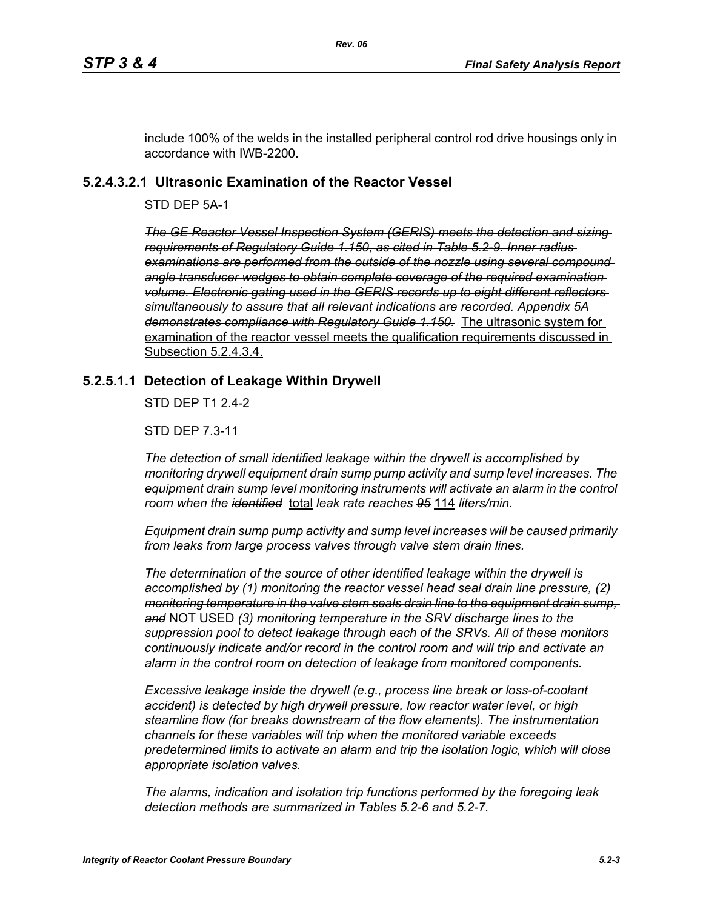include 100% of the welds in the installed peripheral control rod drive housings only in accordance with IWB-2200.

### 5.2.4.3.2.1 Ultrasonic Examination of the Reactor Vessel

STD DEP 5A-1

~~*The GE Reactor Vessel Inspection System (GERIS) meets the detection and sizing requirements of Regulatory Guide 1.150, as cited in Table 5.2-9. Inner radius examinations are performed from the outside of the nozzle using several compound angle transducer wedges to obtain complete coverage of the required examination volume. Electronic gating used in the GERIS records up to eight different reflectors simultaneously to assure that all relevant indications are recorded. Appendix 5A demonstrates compliance with Regulatory Guide 1.150.*~~ The ultrasonic system for examination of the reactor vessel meets the qualification requirements discussed in Subsection 5.2.4.3.4.

### 5.2.5.1.1 Detection of Leakage Within Drywell

STD DEP T1 2.4-2

STD DEP 7.3-11

*The detection of small identified leakage within the drywell is accomplished by monitoring drywell equipment drain sump pump activity and sump level increases. The equipment drain sump level monitoring instruments will activate an alarm in the control room when the ~~identified~~* total *leak rate reaches ~~95~~* 114 *liters/min.*

*Equipment drain sump pump activity and sump level increases will be caused primarily from leaks from large process valves through valve stem drain lines.*

*The determination of the source of other identified leakage within the drywell is accomplished by (1) monitoring the reactor vessel head seal drain line pressure, (2) ~~monitoring temperature in the valve stem seals drain line to the equipment drain sump, and~~* NOT USED *(3) monitoring temperature in the SRV discharge lines to the suppression pool to detect leakage through each of the SRVs. All of these monitors continuously indicate and/or record in the control room and will trip and activate an alarm in the control room on detection of leakage from monitored components.*

*Excessive leakage inside the drywell (e.g., process line break or loss-of-coolant accident) is detected by high drywell pressure, low reactor water level, or high steamline flow (for breaks downstream of the flow elements). The instrumentation channels for these variables will trip when the monitored variable exceeds predetermined limits to activate an alarm and trip the isolation logic, which will close appropriate isolation valves.*

*The alarms, indication and isolation trip functions performed by the foregoing leak detection methods are summarized in Tables 5.2-6 and 5.2-7.*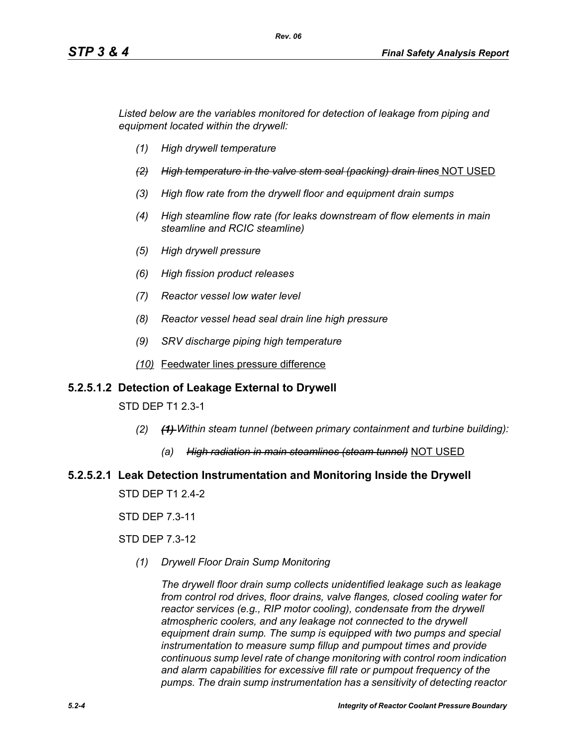*Listed below are the variables monitored for detection of leakage from piping and equipment located within the drywell:*

- *(1)* *High drywell temperature*
- ~~*(2)* *High temperature in the valve stem seal (packing) drain lines*~~ NOT USED
- *(3)* *High flow rate from the drywell floor and equipment drain sumps*
- *(4)* *High steamline flow rate (for leaks downstream of flow elements in main steamline and RCIC steamline)*
- *(5)* *High drywell pressure*
- *(6)* *High fission product releases*
- *(7)* *Reactor vessel low water level*
- *(8)* *Reactor vessel head seal drain line high pressure*
- *(9)* *SRV discharge piping high temperature*
- *(10)* Feedwater lines pressure difference

### 5.2.5.1.2 Detection of Leakage External to Drywell

STD DEP T1 2.3-1

- *(2)* ~~*(1)*~~ *Within steam tunnel (between primary containment and turbine building):*
  - *(a)* ~~*High radiation in main steamlines (steam tunnel)*~~ NOT USED

### 5.2.5.2.1 Leak Detection Instrumentation and Monitoring Inside the Drywell

STD DEP T1 2.4-2

STD DEP 7.3-11

STD DEP 7.3-12

*(1)* *Drywell Floor Drain Sump Monitoring*

*The drywell floor drain sump collects unidentified leakage such as leakage from control rod drives, floor drains, valve flanges, closed cooling water for reactor services (e.g., RIP motor cooling), condensate from the drywell atmospheric coolers, and any leakage not connected to the drywell equipment drain sump. The sump is equipped with two pumps and special instrumentation to measure sump fillup and pumpout times and provide continuous sump level rate of change monitoring with control room indication and alarm capabilities for excessive fill rate or pumpout frequency of the pumps. The drain sump instrumentation has a sensitivity of detecting reactor*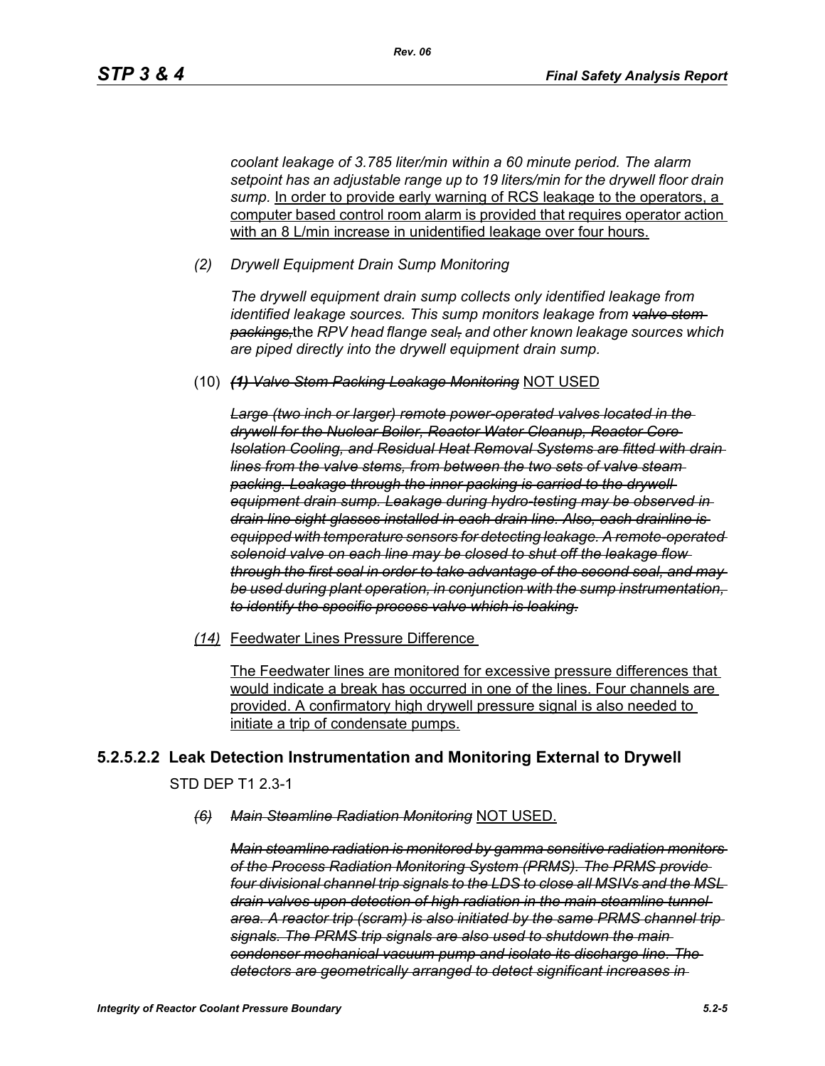*coolant leakage of 3.785 liter/min within a 60 minute period. The alarm setpoint has an adjustable range up to 19 liters/min for the drywell floor drain sump.* In order to provide early warning of RCS leakage to the operators, a computer based control room alarm is provided that requires operator action with an 8 L/min increase in unidentified leakage over four hours.

*(2) Drywell Equipment Drain Sump Monitoring*

*The drywell equipment drain sump collects only identified leakage from identified leakage sources. This sump monitors leakage from ~~valve stem packings,~~*the *RPV head flange seal~~,~~ and other known leakage sources which are piped directly into the drywell equipment drain sump.*

(10) ***~~(1) Valve Stem Packing Leakage Monitoring~~*** NOT USED

***~~Large (two inch or larger) remote power-operated valves located in the drywell for the Nuclear Boiler, Reactor Water Cleanup, Reactor Core Isolation Cooling, and Residual Heat Removal Systems are fitted with drain lines from the valve stems, from between the two sets of valve steam packing. Leakage through the inner packing is carried to the drywell equipment drain sump. Leakage during hydro-testing may be observed in drain line sight glasses installed in each drain line. Also, each drainline is equipped with temperature sensors for detecting leakage. A remote-operated solenoid valve on each line may be closed to shut off the leakage flow through the first seal in order to take advantage of the second seal, and may be used during plant operation, in conjunction with the sump instrumentation, to identify the specific process valve which is leaking.~~***

*(14)* Feedwater Lines Pressure Difference

The Feedwater lines are monitored for excessive pressure differences that would indicate a break has occurred in one of the lines. Four channels are provided. A confirmatory high drywell pressure signal is also needed to initiate a trip of condensate pumps.

### 5.2.5.2.2 Leak Detection Instrumentation and Monitoring External to Drywell

STD DEP T1 2.3-1

*~~(6)~~ ~~Main Steamline Radiation Monitoring~~* NOT USED.

***~~Main steamline radiation is monitored by gamma sensitive radiation monitors of the Process Radiation Monitoring System (PRMS). The PRMS provide four divisional channel trip signals to the LDS to close all MSIVs and the MSL drain valves upon detection of high radiation in the main steamline tunnel area. A reactor trip (scram) is also initiated by the same PRMS channel trip signals. The PRMS trip signals are also used to shutdown the main condenser mechanical vacuum pump and isolate its discharge line. The detectors are geometrically arranged to detect significant increases in~~***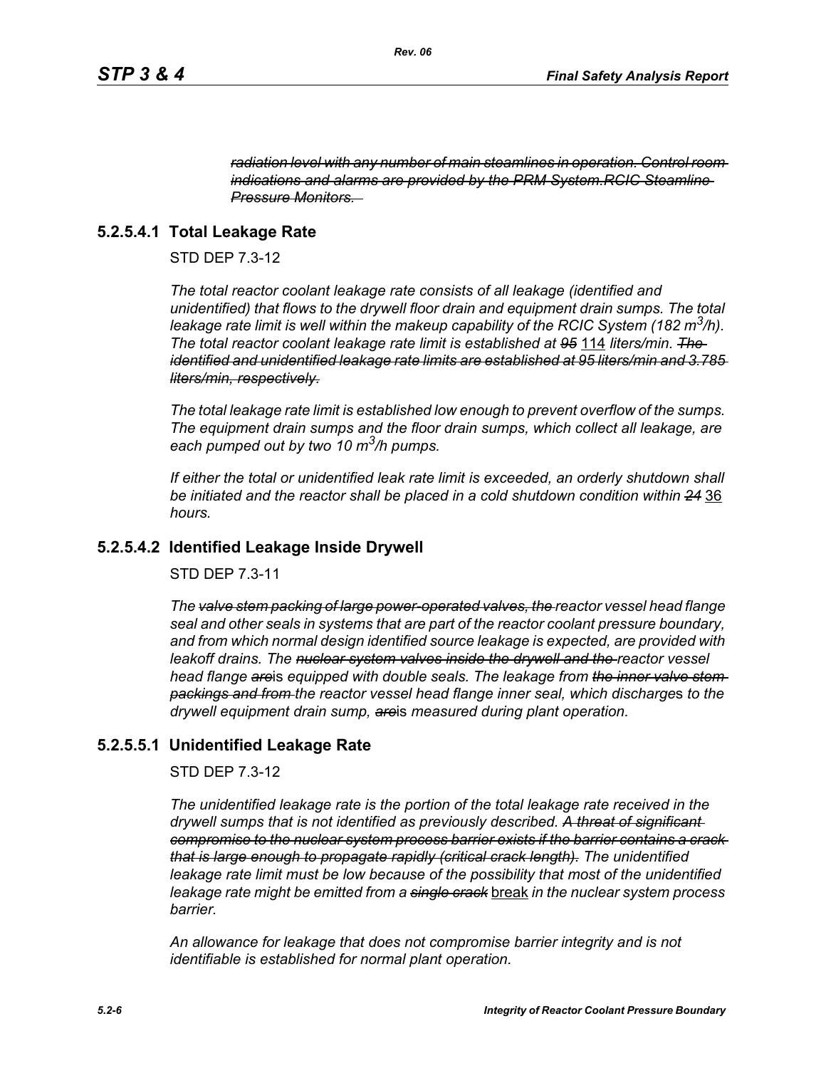~~*radiation level with any number of main steamlines in operation. Control room indications and alarms are provided by the PRM System.RCIC Steamline Pressure Monitors.*~~

### 5.2.5.4.1 Total Leakage Rate

STD DEP 7.3-12

*The total reactor coolant leakage rate consists of all leakage (identified and unidentified) that flows to the drywell floor drain and equipment drain sumps. The total leakage rate limit is well within the makeup capability of the RCIC System (182 $m^3$/h). The total reactor coolant leakage rate limit is established at ~~95~~* <u>114</u> *liters/min. ~~The identified and unidentified leakage rate limits are established at 95 liters/min and 3.785 liters/min, respectively.~~*

*The total leakage rate limit is established low enough to prevent overflow of the sumps. The equipment drain sumps and the floor drain sumps, which collect all leakage, are each pumped out by two 10 $m^3$/h pumps.*

*If either the total or unidentified leak rate limit is exceeded, an orderly shutdown shall be initiated and the reactor shall be placed in a cold shutdown condition within ~~24~~* <u>36</u> *hours.*

### 5.2.5.4.2 Identified Leakage Inside Drywell

STD DEP 7.3-11

*The ~~valve stem packing of large power-operated valves, the~~ reactor vessel head flange seal and other seals in systems that are part of the reactor coolant pressure boundary, and from which normal design identified source leakage is expected, are provided with leakoff drains. The ~~nuclear system valves inside the drywell and the~~ reactor vessel head flange ~~are~~is equipped with double seals. The leakage from ~~the inner valve stem packings and from~~ the reactor vessel head flange inner seal, which discharges to the drywell equipment drain sump, ~~are~~is measured during plant operation.*

### 5.2.5.5.1 Unidentified Leakage Rate

STD DEP 7.3-12

*The unidentified leakage rate is the portion of the total leakage rate received in the drywell sumps that is not identified as previously described. ~~A threat of significant compromise to the nuclear system process barrier exists if the barrier contains a crack that is large enough to propagate rapidly (critical crack length).~~ The unidentified leakage rate limit must be low because of the possibility that most of the unidentified leakage rate might be emitted from a ~~single crack~~* <u>break</u> *in the nuclear system process barrier.*

*An allowance for leakage that does not compromise barrier integrity and is not identifiable is established for normal plant operation.*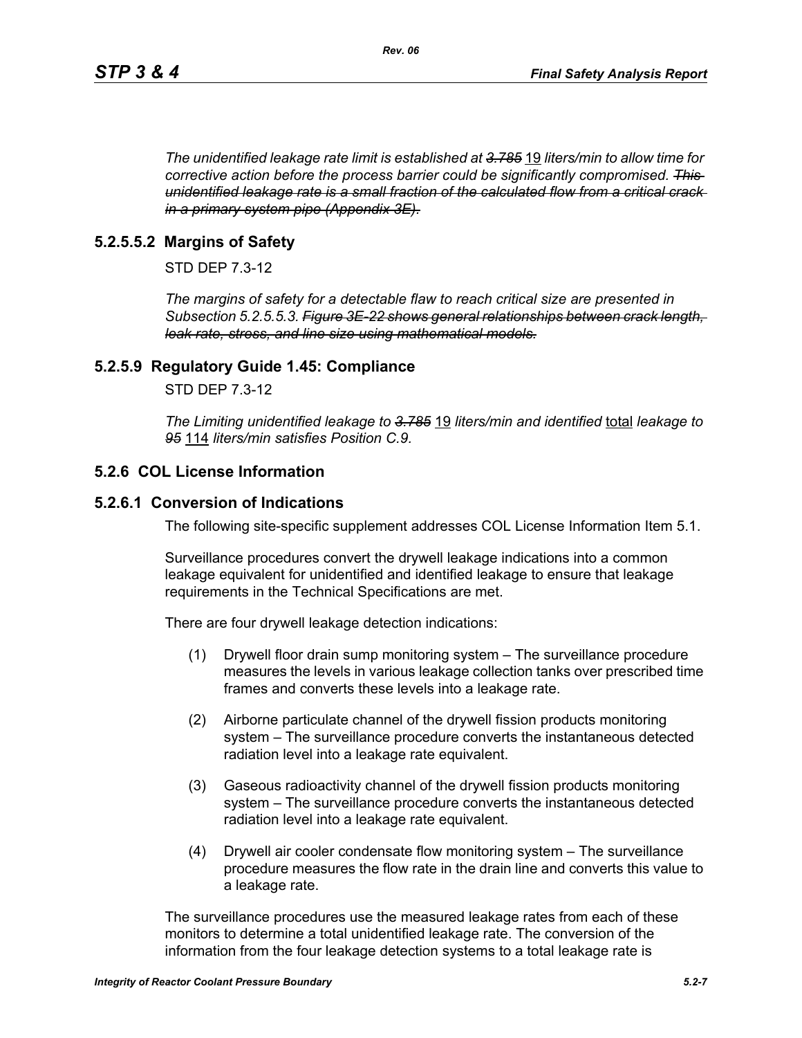*The unidentified leakage rate limit is established at ~~3.785~~* 19 *liters/min to allow time for corrective action before the process barrier could be significantly compromised. ~~This unidentified leakage rate is a small fraction of the calculated flow from a critical crack in a primary system pipe (Appendix 3E).~~*

### 5.2.5.5.2 Margins of Safety

STD DEP 7.3-12

*The margins of safety for a detectable flaw to reach critical size are presented in Subsection 5.2.5.5.3. ~~Figure 3E-22 shows general relationships between crack length, leak rate, stress, and line size using mathematical models.~~*

### 5.2.5.9 Regulatory Guide 1.45: Compliance

STD DEP 7.3-12

*The Limiting unidentified leakage to ~~3.785~~* 19 *liters/min and identified* total *leakage to ~~95~~* 114 *liters/min satisfies Position C.9.*

## 5.2.6 COL License Information

### 5.2.6.1 Conversion of Indications

The following site-specific supplement addresses COL License Information Item 5.1.

Surveillance procedures convert the drywell leakage indications into a common leakage equivalent for unidentified and identified leakage to ensure that leakage requirements in the Technical Specifications are met.

There are four drywell leakage detection indications:

(1) Drywell floor drain sump monitoring system – The surveillance procedure measures the levels in various leakage collection tanks over prescribed time frames and converts these levels into a leakage rate.

(2) Airborne particulate channel of the drywell fission products monitoring system – The surveillance procedure converts the instantaneous detected radiation level into a leakage rate equivalent.

(3) Gaseous radioactivity channel of the drywell fission products monitoring system – The surveillance procedure converts the instantaneous detected radiation level into a leakage rate equivalent.

(4) Drywell air cooler condensate flow monitoring system – The surveillance procedure measures the flow rate in the drain line and converts this value to a leakage rate.

The surveillance procedures use the measured leakage rates from each of these monitors to determine a total unidentified leakage rate. The conversion of the information from the four leakage detection systems to a total leakage rate is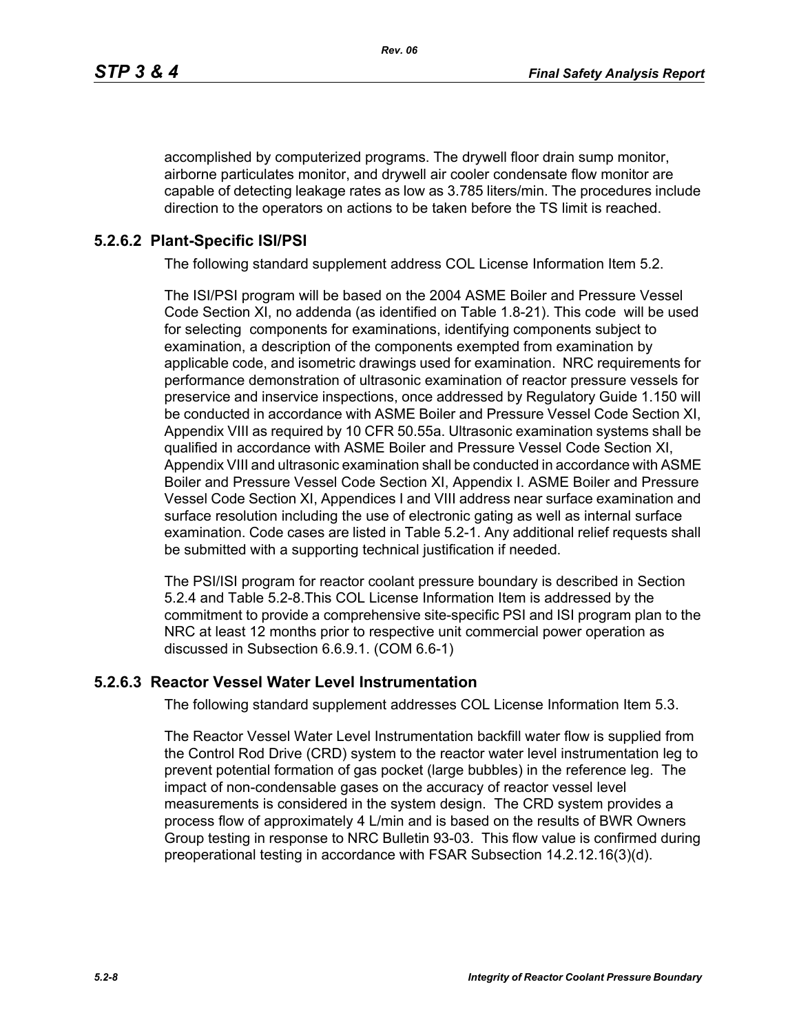accomplished by computerized programs. The drywell floor drain sump monitor, airborne particulates monitor, and drywell air cooler condensate flow monitor are capable of detecting leakage rates as low as 3.785 liters/min. The procedures include direction to the operators on actions to be taken before the TS limit is reached.

### 5.2.6.2 Plant-Specific ISI/PSI

The following standard supplement address COL License Information Item 5.2.

The ISI/PSI program will be based on the 2004 ASME Boiler and Pressure Vessel Code Section XI, no addenda (as identified on Table 1.8-21). This code will be used for selecting components for examinations, identifying components subject to examination, a description of the components exempted from examination by applicable code, and isometric drawings used for examination. NRC requirements for performance demonstration of ultrasonic examination of reactor pressure vessels for preservice and inservice inspections, once addressed by Regulatory Guide 1.150 will be conducted in accordance with ASME Boiler and Pressure Vessel Code Section XI, Appendix VIII as required by 10 CFR 50.55a. Ultrasonic examination systems shall be qualified in accordance with ASME Boiler and Pressure Vessel Code Section XI, Appendix VIII and ultrasonic examination shall be conducted in accordance with ASME Boiler and Pressure Vessel Code Section XI, Appendix I. ASME Boiler and Pressure Vessel Code Section XI, Appendices I and VIII address near surface examination and surface resolution including the use of electronic gating as well as internal surface examination. Code cases are listed in Table 5.2-1. Any additional relief requests shall be submitted with a supporting technical justification if needed.

The PSI/ISI program for reactor coolant pressure boundary is described in Section 5.2.4 and Table 5.2-8.This COL License Information Item is addressed by the commitment to provide a comprehensive site-specific PSI and ISI program plan to the NRC at least 12 months prior to respective unit commercial power operation as discussed in Subsection 6.6.9.1. (COM 6.6-1)

### 5.2.6.3 Reactor Vessel Water Level Instrumentation

The following standard supplement addresses COL License Information Item 5.3.

The Reactor Vessel Water Level Instrumentation backfill water flow is supplied from the Control Rod Drive (CRD) system to the reactor water level instrumentation leg to prevent potential formation of gas pocket (large bubbles) in the reference leg. The impact of non-condensable gases on the accuracy of reactor vessel level measurements is considered in the system design. The CRD system provides a process flow of approximately 4 L/min and is based on the results of BWR Owners Group testing in response to NRC Bulletin 93-03. This flow value is confirmed during preoperational testing in accordance with FSAR Subsection 14.2.12.16(3)(d).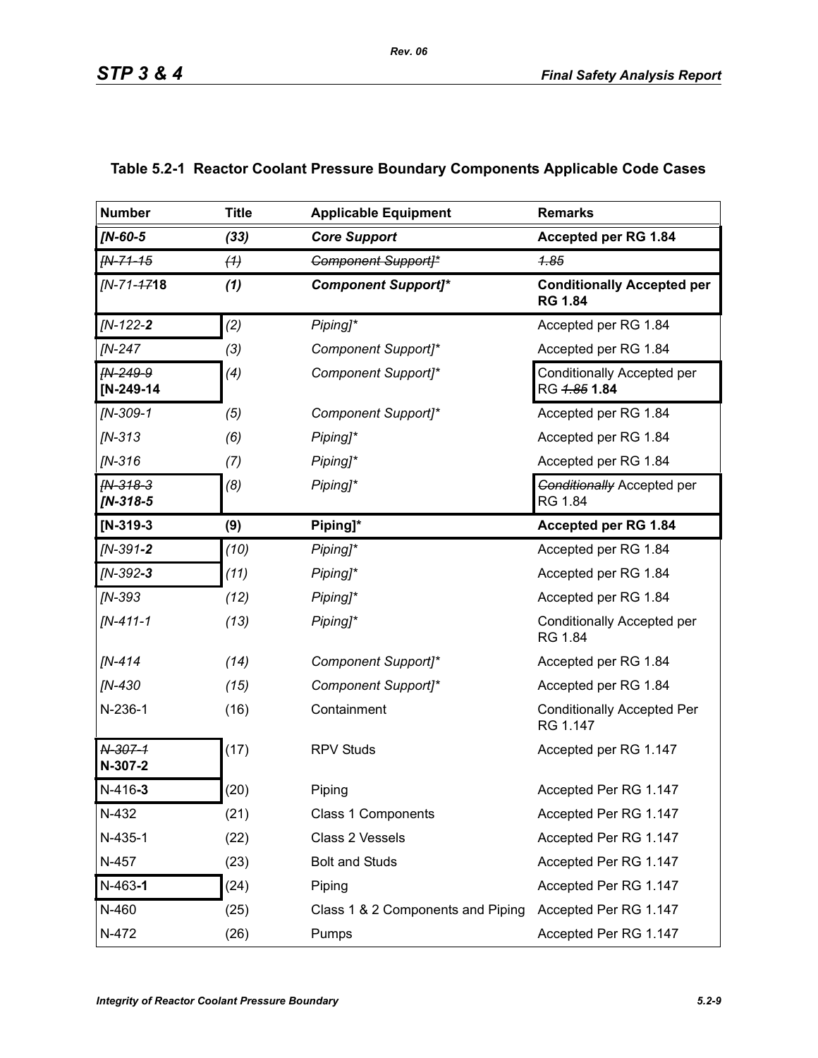## Table 5.2-1 Reactor Coolant Pressure Boundary Components Applicable Code Cases

| Number | Title | Applicable Equipment | Remarks |
|---|---|---|---|
| ***[N-60-5*** | ***(33)*** | ***Core Support*** | **Accepted per RG 1.84** |
| *~~[N-71-15~~* | *~~(1)~~* | *~~Component Support]*~~* | *~~1.85~~* |
| *[N-71-~~17~~***18** | ***(1)*** | ***Component Support]**** | **Conditionally Accepted per RG 1.84** |
| *[N-122-**2*** | *(2)* | *Piping]** | Accepted per RG 1.84 |
| *[N-247* | *(3)* | *Component Support]** | Accepted per RG 1.84 |
| *~~[N-249-9~~* **[N-249-14** | *(4)* | *Component Support]** | Conditionally Accepted per RG *~~1.85~~* **1.84** |
| *[N-309-1* | *(5)* | *Component Support]** | Accepted per RG 1.84 |
| *[N-313* | *(6)* | *Piping]** | Accepted per RG 1.84 |
| *[N-316* | *(7)* | *Piping]** | Accepted per RG 1.84 |
| *~~[N-318-3~~* ***[N-318-5*** | *(8)* | *Piping]** | *~~Conditionally~~* Accepted per RG 1.84 |
| **[N-319-3** | **(9)** | **Piping]*** | **Accepted per RG 1.84** |
| *[N-391**-2*** | *(10)* | *Piping]** | Accepted per RG 1.84 |
| *[N-392**-3*** | *(11)* | *Piping]** | Accepted per RG 1.84 |
| *[N-393* | *(12)* | *Piping]** | Accepted per RG 1.84 |
| *[N-411-1* | *(13)* | *Piping]** | Conditionally Accepted per RG 1.84 |
| *[N-414* | *(14)* | *Component Support]** | Accepted per RG 1.84 |
| *[N-430* | *(15)* | *Component Support]** | Accepted per RG 1.84 |
| N-236-1 | (16) | Containment | Conditionally Accepted Per RG 1.147 |
| *~~N-307-1~~* **N-307-2** | (17) | RPV Studs | Accepted per RG 1.147 |
| N-416**-3** | (20) | Piping | Accepted Per RG 1.147 |
| N-432 | (21) | Class 1 Components | Accepted Per RG 1.147 |
| N-435-1 | (22) | Class 2 Vessels | Accepted Per RG 1.147 |
| N-457 | (23) | Bolt and Studs | Accepted Per RG 1.147 |
| N-463**-1** | (24) | Piping | Accepted Per RG 1.147 |
| N-460 | (25) | Class 1 & 2 Components and Piping | Accepted Per RG 1.147 |
| N-472 | (26) | Pumps | Accepted Per RG 1.147 |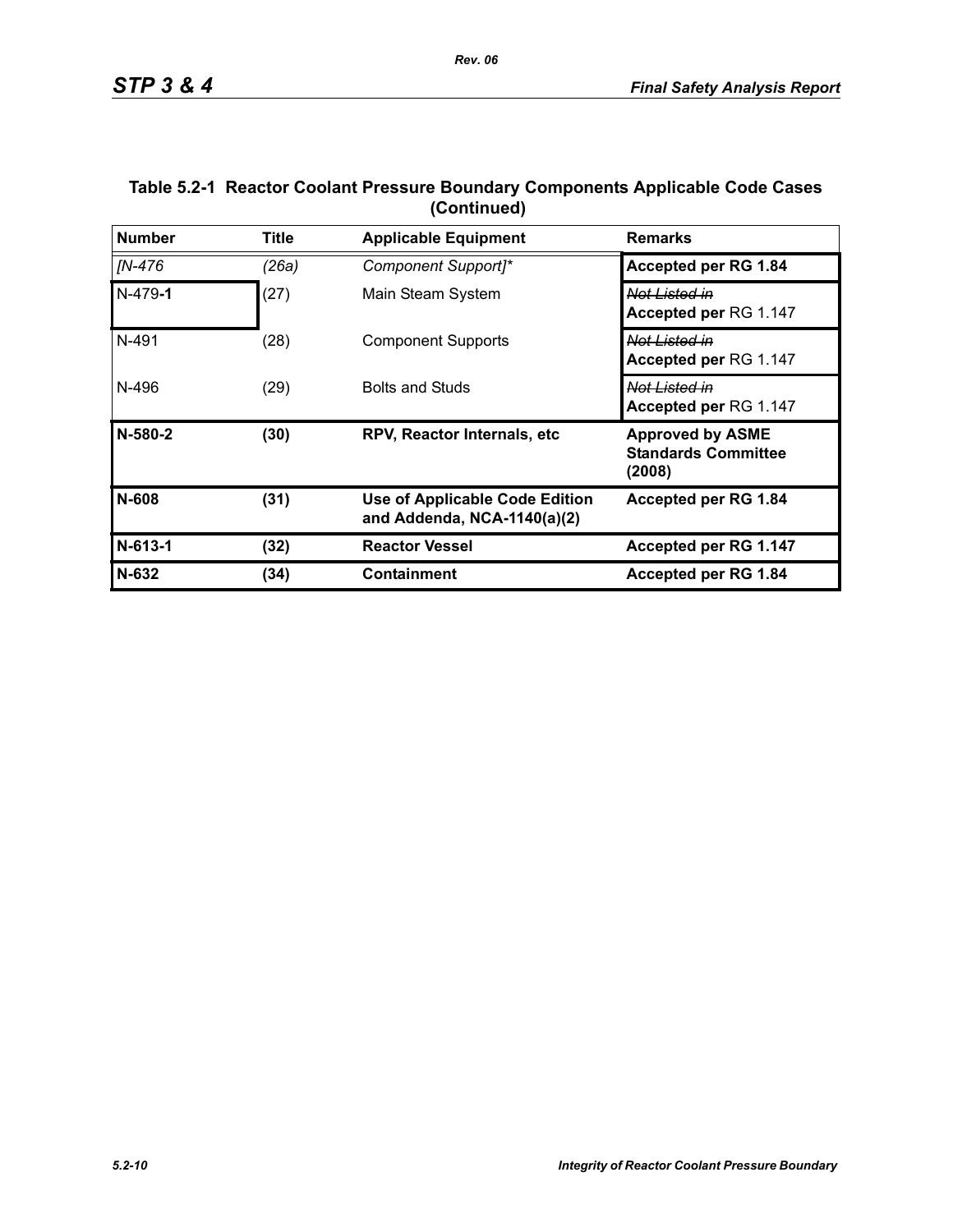**Table 5.2-1 Reactor Coolant Pressure Boundary Components Applicable Code Cases (Continued)**

| Number | Title | Applicable Equipment | Remarks |
|---|---|---|---|
| *[N-476* | *(26a)* | *Component Support]** | **Accepted per RG 1.84** |
| N-479**-1** | (27) | Main Steam System | ~~*Not Listed in*~~ **Accepted per** RG 1.147 |
| N-491 | (28) | Component Supports | ~~*Not Listed in*~~ **Accepted per** RG 1.147 |
| N-496 | (29) | Bolts and Studs | ~~*Not Listed in*~~ **Accepted per** RG 1.147 |
| **N-580-2** | **(30)** | **RPV, Reactor Internals, etc** | **Approved by ASME Standards Committee (2008)** |
| **N-608** | **(31)** | **Use of Applicable Code Edition and Addenda, NCA-1140(a)(2)** | **Accepted per RG 1.84** |
| **N-613-1** | **(32)** | **Reactor Vessel** | **Accepted per RG 1.147** |
| **N-632** | **(34)** | **Containment** | **Accepted per RG 1.84** |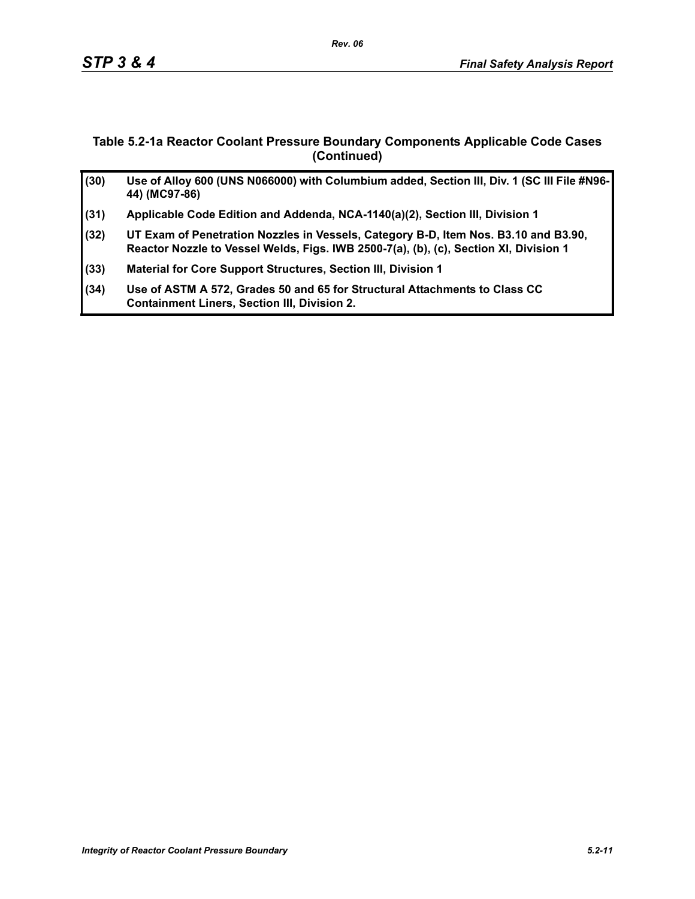## Table 5.2-1a Reactor Coolant Pressure Boundary Components Applicable Code Cases (Continued)

| | |
|---|---|
| **(30)** | **Use of Alloy 600 (UNS N066000) with Columbium added, Section III, Div. 1 (SC III File #N96-44) (MC97-86)** |
| **(31)** | **Applicable Code Edition and Addenda, NCA-1140(a)(2), Section III, Division 1** |
| **(32)** | **UT Exam of Penetration Nozzles in Vessels, Category B-D, Item Nos. B3.10 and B3.90, Reactor Nozzle to Vessel Welds, Figs. IWB 2500-7(a), (b), (c), Section XI, Division 1** |
| **(33)** | **Material for Core Support Structures, Section III, Division 1** |
| **(34)** | **Use of ASTM A 572, Grades 50 and 65 for Structural Attachments to Class CC Containment Liners, Section III, Division 2.** |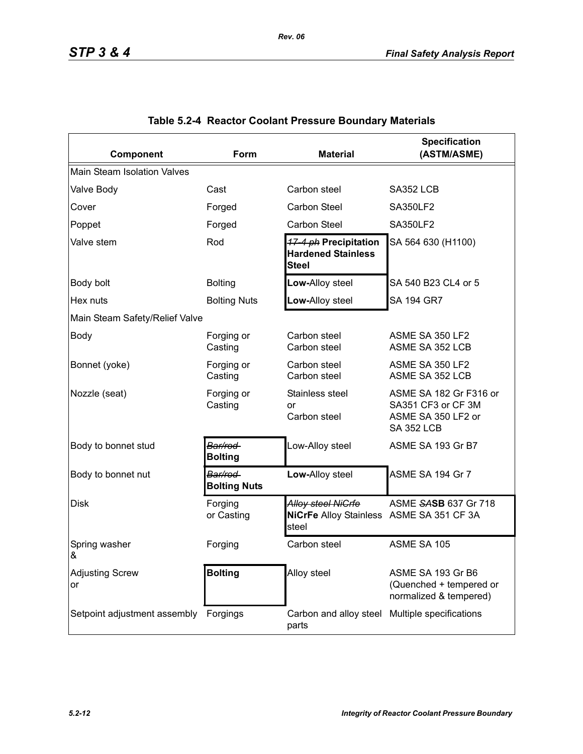## Table 5.2-4 Reactor Coolant Pressure Boundary Materials

| Component | Form | Material | Specification (ASTM/ASME) |
|---|---|---|---|
| Main Steam Isolation Valves | | | |
| Valve Body | Cast | Carbon steel | SA352 LCB |
| Cover | Forged | Carbon Steel | SA350LF2 |
| Poppet | Forged | Carbon Steel | SA350LF2 |
| Valve stem | Rod | ~~17-4 ph~~ **Precipitation Hardened Stainless Steel** | SA 564 630 (H1100) |
| Body bolt | Bolting | **Low-**Alloy steel | SA 540 B23 CL4 or 5 |
| Hex nuts | Bolting Nuts | **Low-**Alloy steel | SA 194 GR7 |
| Main Steam Safety/Relief Valve | | | |
| Body | Forging or Casting | Carbon steel Carbon steel | ASME SA 350 LF2 ASME SA 352 LCB |
| Bonnet (yoke) | Forging or Casting | Carbon steel Carbon steel | ASME SA 350 LF2 ASME SA 352 LCB |
| Nozzle (seat) | Forging or Casting | Stainless steel or Carbon steel | ASME SA 182 Gr F316 or SA351 CF3 or CF 3M ASME SA 350 LF2 or SA 352 LCB |
| Body to bonnet stud | ~~Bar/rod~~ **Bolting** | Low-Alloy steel | ASME SA 193 Gr B7 |
| Body to bonnet nut | ~~Bar/rod~~ **Bolting Nuts** | **Low-**Alloy steel | ASME SA 194 Gr 7 |
| Disk | Forging or Casting | ~~Alloy steel NiCrfe~~ **NiCrFe** Alloy Stainless steel | ASME ~~SA~~**SB** 637 Gr 718 ASME SA 351 CF 3A |
| Spring washer & | Forging | Carbon steel | ASME SA 105 |
| Adjusting Screw or | **Bolting** | Alloy steel | ASME SA 193 Gr B6 (Quenched + tempered or normalized & tempered) |
| Setpoint adjustment assembly | Forgings | Carbon and alloy steel parts | Multiple specifications |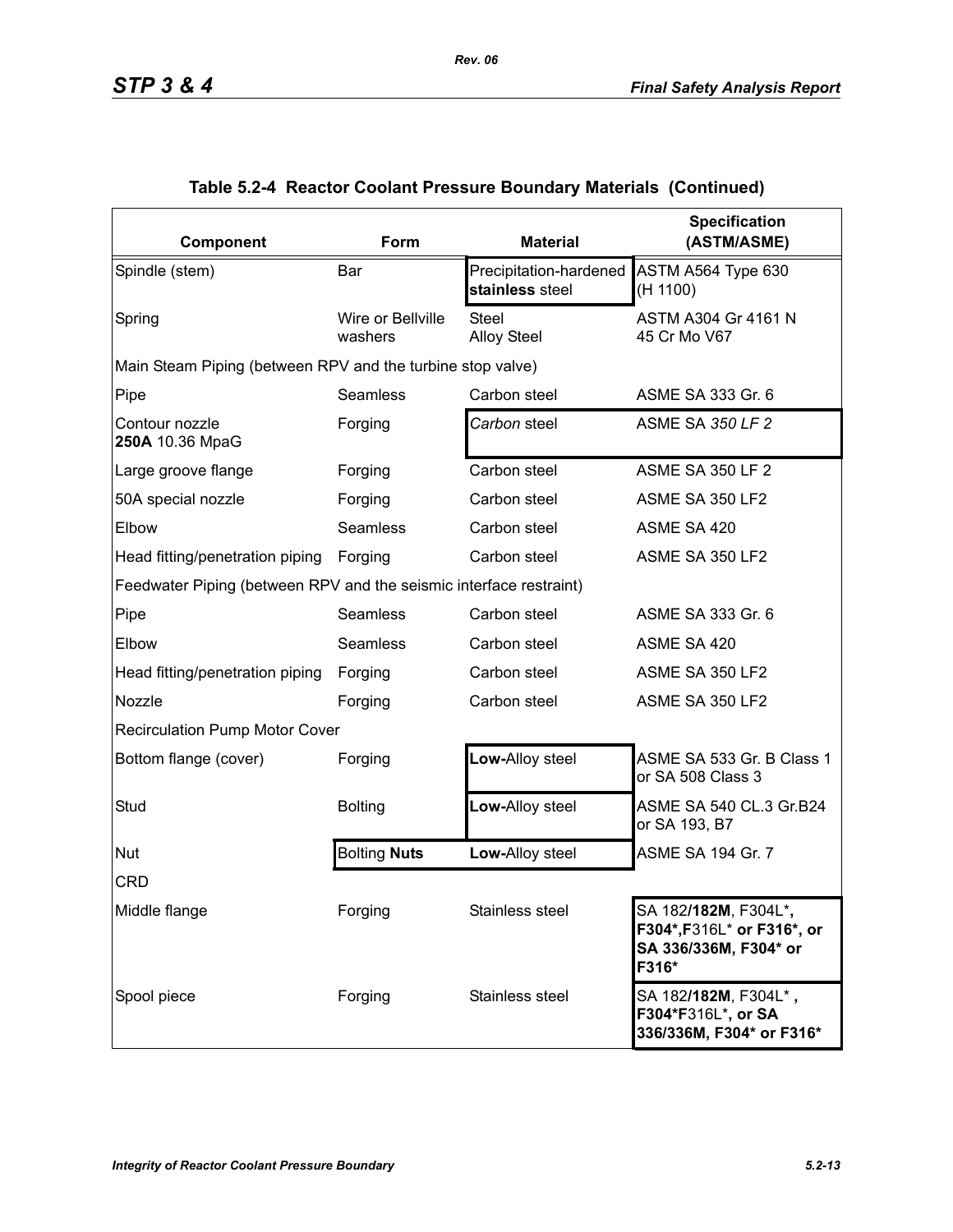## Table 5.2-4 Reactor Coolant Pressure Boundary Materials (Continued)

| Component | Form | Material | Specification (ASTM/ASME) |
|---|---|---|---|
| Spindle (stem) | Bar | Precipitation-hardened **stainless** steel | ASTM A564 Type 630 (H 1100) |
| Spring | Wire or Bellville washers | Steel Alloy Steel | ASTM A304 Gr 4161 N 45 Cr Mo V67 |
| Main Steam Piping (between RPV and the turbine stop valve) | | | |
| Pipe | Seamless | Carbon steel | ASME SA 333 Gr. 6 |
| Contour nozzle **250A** 10.36 MpaG | Forging | *Carbon* steel | ASME SA *350 LF 2* |
| Large groove flange | Forging | Carbon steel | ASME SA 350 LF 2 |
| 50A special nozzle | Forging | Carbon steel | ASME SA 350 LF2 |
| Elbow | Seamless | Carbon steel | ASME SA 420 |
| Head fitting/penetration piping | Forging | Carbon steel | ASME SA 350 LF2 |
| Feedwater Piping (between RPV and the seismic interface restraint) | | | |
| Pipe | Seamless | Carbon steel | ASME SA 333 Gr. 6 |
| Elbow | Seamless | Carbon steel | ASME SA 420 |
| Head fitting/penetration piping | Forging | Carbon steel | ASME SA 350 LF2 |
| Nozzle | Forging | Carbon steel | ASME SA 350 LF2 |
| Recirculation Pump Motor Cover | | | |
| Bottom flange (cover) | Forging | **Low-**Alloy steel | ASME SA 533 Gr. B Class 1 or SA 508 Class 3 |
| Stud | Bolting | **Low-**Alloy steel | ASME SA 540 CL.3 Gr.B24 or SA 193, B7 |
| Nut | Bolting **Nuts** | **Low-**Alloy steel | ASME SA 194 Gr. 7 |
| CRD | | | |
| Middle flange | Forging | Stainless steel | SA 182**/182M**, F304L***, F304*,F**316L* **or F316*, or SA 336/336M, F304* or F316*** |
| Spool piece | Forging | Stainless steel | SA 182**/182M**, F304L* **, F304*F**316L***, or SA 336/336M, F304* or F316*** |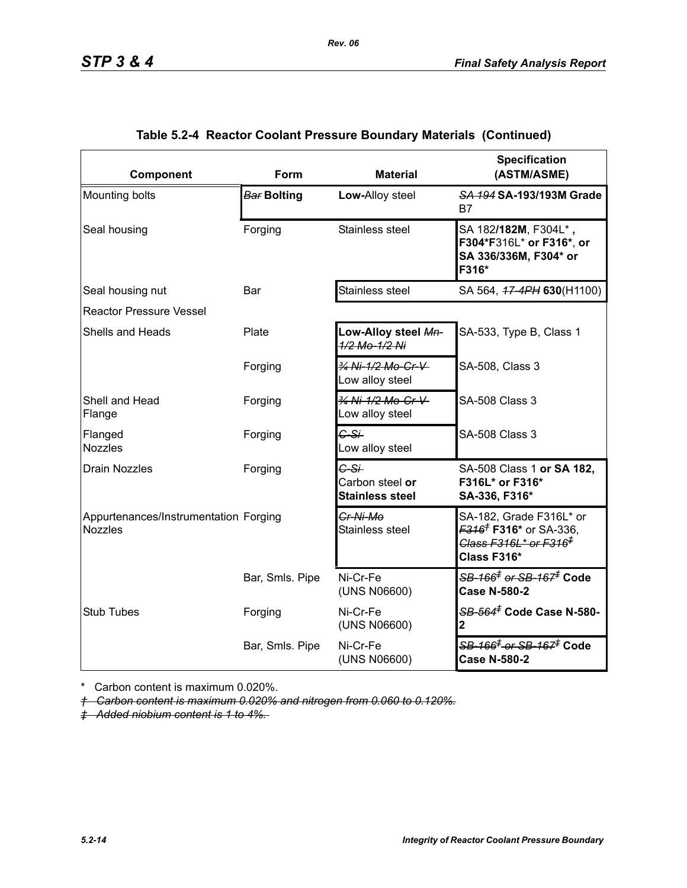## Table 5.2-4 Reactor Coolant Pressure Boundary Materials (Continued)

| Component | Form | Material | Specification (ASTM/ASME) |
|---|---|---|---|
| Mounting bolts | ~~Bar~~ **Bolting** | **Low-**Alloy steel | ~~SA 194~~ **SA-193/193M Grade** B7 |
| Seal housing | Forging | Stainless steel | SA 182**/182M**, F304L* **, F304*****F**316L* **or F316***, **or SA 336/336M, F304* or F316*** |
| Seal housing nut | Bar | Stainless steel | SA 564, ~~17-4PH~~ **630**(H1100) |
| Reactor Pressure Vessel | | | |
| Shells and Heads | Plate | **Low-Alloy steel** ~~Mn-1/2 Mo-1/2 Ni~~ | SA-533, Type B, Class 1 |
| | Forging | ~~¾ Ni-1/2 Mo-Cr-V~~ Low alloy steel | SA-508, Class 3 |
| Shell and Head Flange | Forging | ~~¾ Ni-1/2 Mo-Cr-V~~ Low alloy steel | SA-508 Class 3 |
| Flanged Nozzles | Forging | ~~C-Si~~ Low alloy steel | SA-508 Class 3 |
| Drain Nozzles | Forging | ~~C-Si~~ Carbon steel **or Stainless steel** | SA-508 Class 1 **or SA 182, F316L* or F316* SA-336, F316*** |
| Appurtenances/Instrumentation Nozzles | Forging | ~~Cr-Ni-Mo~~ Stainless steel | SA-182, Grade F316L* or ~~F316‡~~ **F316*** or SA-336, ~~Class F316L* or F316‡~~ **Class F316*** |
| | Bar, Smls. Pipe | Ni-Cr-Fe (UNS N06600) | ~~SB-166‡ or SB-167‡~~ **Code Case N-580-2** |
| Stub Tubes | Forging | Ni-Cr-Fe (UNS N06600) | ~~SB-564‡~~ **Code Case N-580-2** |
| | Bar, Smls. Pipe | Ni-Cr-Fe (UNS N06600) | ~~SB-166‡ or SB-167‡~~ **Code Case N-580-2** |

\* Carbon content is maximum 0.020%.

~~† Carbon content is maximum 0.020% and nitrogen from 0.060 to 0.120%.~~

~~‡ Added niobium content is 1 to 4%.~~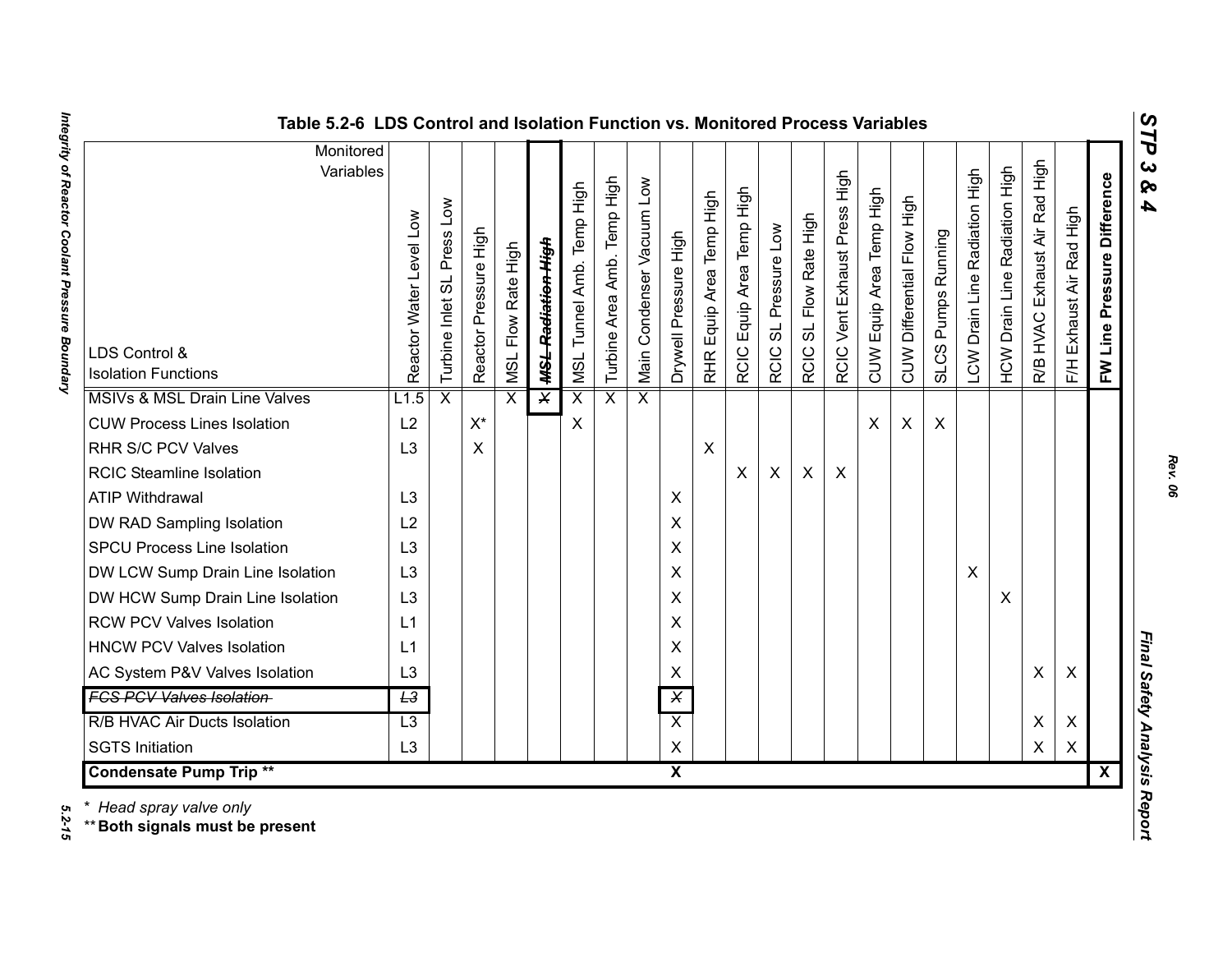**Table 5.2-6 LDS Control and Isolation Function vs. Monitored Process Variables**

| LDS Control & Isolation Functions / Monitored Variables | Reactor Water Level Low | Turbine Inlet SL Press Low | Reactor Pressure High | MSL Flow Rate High | ~~MSL Radiation High~~ | MSL Tunnel Amb. Temp High | Turbine Area Amb. Temp High | Main Condenser Vacuum Low | Drywell Pressure High | RHR Equip Area Temp High | RCIC Equip Area Temp High | RCIC SL Pressure Low | RCIC SL Flow Rate High | RCIC Vent Exhaust Press High | CUW Equip Area Temp High | CUW Differential Flow High | SLCS Pumps Running | LCW Drain Line Radiation High | HCW Drain Line Radiation High | R/B HVAC Exhaust Air Rad High | F/H Exhaust Air Rad High | **FW Line Pressure Difference** |
|---|---|---|---|---|---|---|---|---|---|---|---|---|---|---|---|---|---|---|---|---|---|---|
| MSIVs & MSL Drain Line Valves | L1.5 | X | | X | ~~X~~ | X | X | X | | | | | | | | | | | | | | |
| CUW Process Lines Isolation | L2 | | X* | | | X | | | | | | | | | X | X | X | | | | | |
| RHR S/C PCV Valves | L3 | | X | | | | | | | X | | | | | | | | | | | | |
| RCIC Steamline Isolation | | | | | | | | | | | X | X | X | X | | | | | | | | |
| ATIP Withdrawal | L3 | | | | | | | | X | | | | | | | | | | | | | |
| DW RAD Sampling Isolation | L2 | | | | | | | | X | | | | | | | | | | | | | |
| SPCU Process Line Isolation | L3 | | | | | | | | X | | | | | | | | | | | | | |
| DW LCW Sump Drain Line Isolation | L3 | | | | | | | | X | | | | | | | | | X | | | | |
| DW HCW Sump Drain Line Isolation | L3 | | | | | | | | X | | | | | | | | | | X | | | |
| RCW PCV Valves Isolation | L1 | | | | | | | | X | | | | | | | | | | | | | |
| HNCW PCV Valves Isolation | L1 | | | | | | | | X | | | | | | | | | | | | | |
| AC System P&V Valves Isolation | L3 | | | | | | | | X | | | | | | | | | | | X | X | |
| ~~FCS PCV Valves Isolation~~ | ~~L3~~ | | | | | | | | ~~X~~ | | | | | | | | | | | | | |
| R/B HVAC Air Ducts Isolation | L3 | | | | | | | | X | | | | | | | | | | | X | X | |
| SGTS Initiation | L3 | | | | | | | | X | | | | | | | | | | | X | X | |
| **Condensate Pump Trip \*\*** | | | | | | | | | **X** | | | | | | | | | | | | | **X** |

\* *Head spray valve only*

\*\* **Both signals must be present**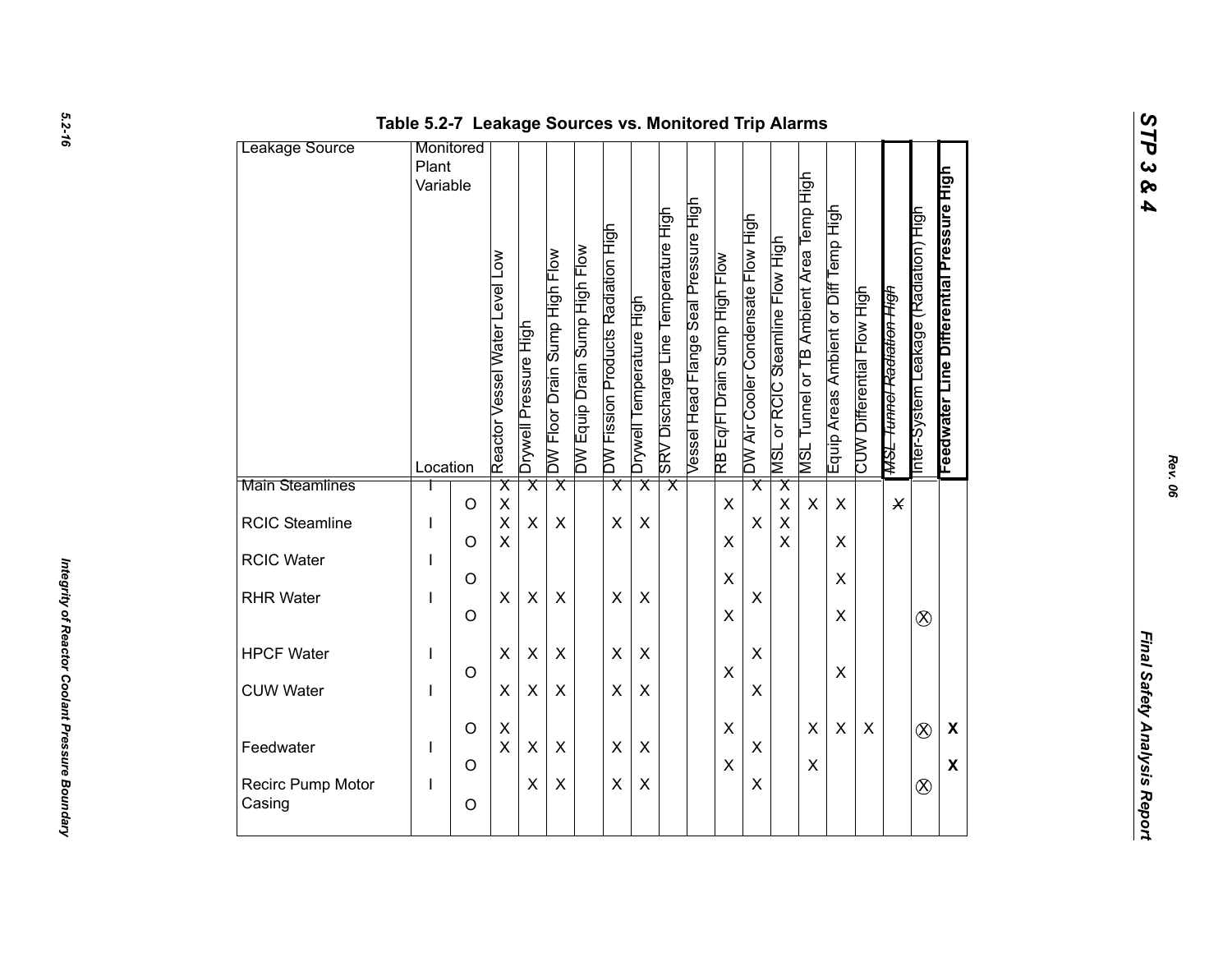**Table 5.2-7 Leakage Sources vs. Monitored Trip Alarms**

| Leakage Source | Monitored Plant Variable Location | | Reactor Vessel Water Level Low | Drywell Pressure High | DW Floor Drain Sump High Flow | DW Equip Drain Sump High Flow | DW Fission Products Radiation High | Drywell Temperature High | SRV Discharge Line Temperature High | Vessel Head Flange Seal Pressure High | RB Eq/Fl Drain Sump High Flow | DW Air Cooler Condensate Flow High | MSL or RCIC Steamline Flow High | MSL Tunnel or TB Ambient Area Temp High | Equip Areas Ambient or Diff Temp High | CUW Differential Flow High | ~~MSL Tunnel Radiation High~~ | Inter-System Leakage (Radiation) High | **Feedwater Line Differential Pressure High** |
|---|---|---|---|---|---|---|---|---|---|---|---|---|---|---|---|---|---|---|---|
| Main Steamlines | I | | X | X | X | | X | X | X | | | X | X | | | | | | |
| | | O | X | | | | | | | | X | | X | X | X | | ~~X~~ | | |
| RCIC Steamline | I | | X | X | X | | X | X | | | | X | X | | | | | | |
| | | O | X | | | | | | | | X | | X | | X | | | | |
| RCIC Water | I | | | | | | | | | | | | | | | | | | |
| | | O | | | | | | | | | X | | | | X | | | | |
| RHR Water | I | | X | X | X | | X | X | | | | X | | | | | | | |
| | | O | | | | | | | | | X | | | | X | | | ⊗ | |
| HPCF Water | I | | X | X | X | | X | X | | | | X | | | | | | | |
| | | O | | | | | | | | | X | | | | X | | | | |
| CUW Water | I | | X | X | X | | X | X | | | | X | | | | | | | |
| | | O | X | | | | | | | | X | | | X | X | X | | ⊗ | **X** |
| Feedwater | I | | X | X | X | | X | X | | | | X | | | | | | | |
| | | O | | | | | | | | | X | | | X | | | | | **X** |
| Recirc Pump Motor Casing | I | | | X | X | | X | X | | | | X | | | | | | ⊗ | |
| | | O | | | | | | | | | | | | | | | | | |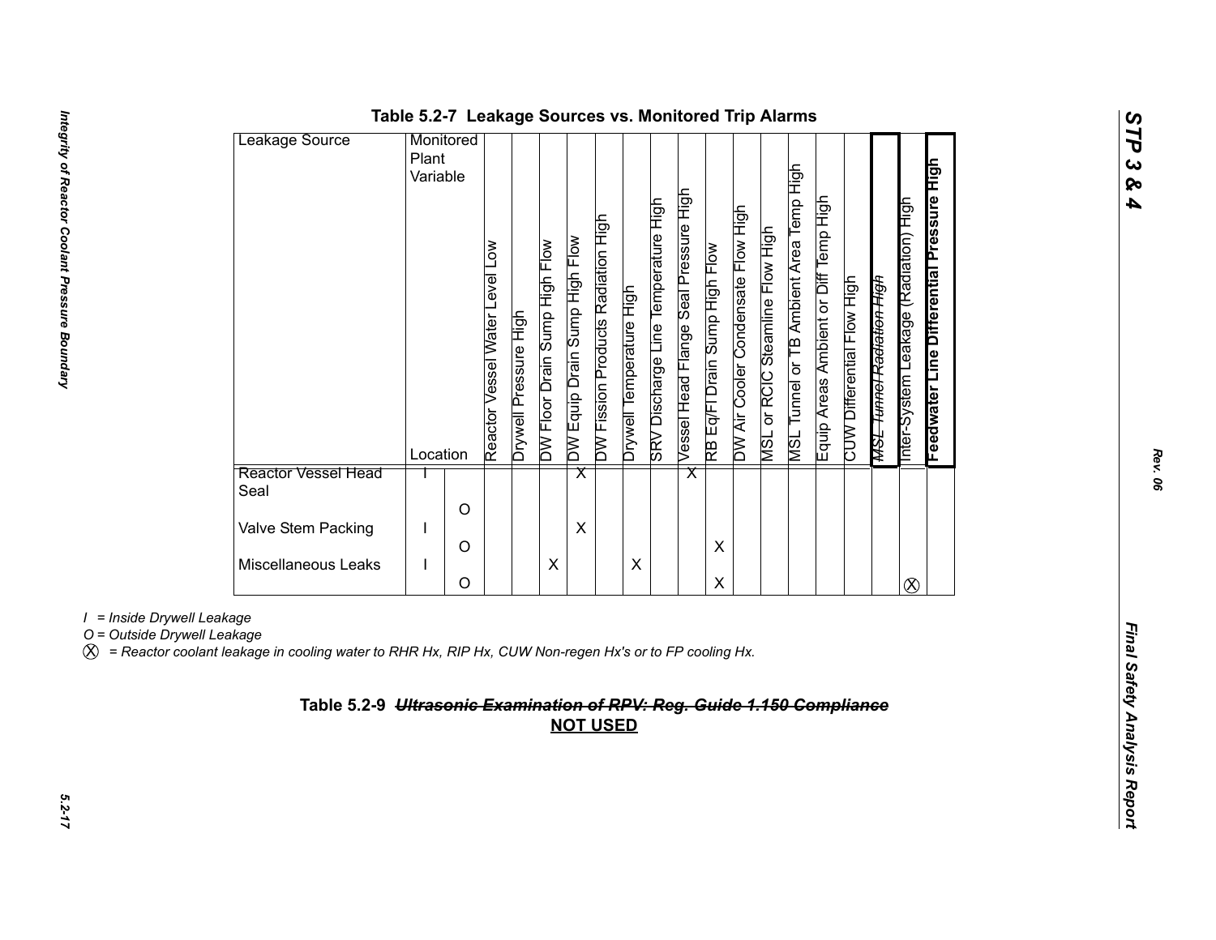**Table 5.2-7 Leakage Sources vs. Monitored Trip Alarms**

| Leakage Source | Monitored Plant Variable / Location | | Reactor Vessel Water Level Low | Drywell Pressure High | DW Floor Drain Sump High Flow | DW Equip Drain Sump High Flow | DW Fission Products Radiation High | Drywell Temperature High | SRV Discharge Line Temperature High | Vessel Head Flange Seal Pressure High | RB Eq/Fl Drain Sump High Flow | DW Air Cooler Condensate Flow High | MSL or RCIC Steamline Flow High | MSL Tunnel or TB Ambient Area Temp High | Equip Areas Ambient or Diff Temp High | CUW Differential Flow High | MSL ~~Tunnel Radiation High~~ | Inter-System Leakage (Radiation) High | **Feedwater Line Differential Pressure High** |
|---|---|---|---|---|---|---|---|---|---|---|---|---|---|---|---|---|---|---|---|
| Reactor Vessel Head Seal | I | | | | | X | | | | X | | | | | | | | | |
| | | O | | | | | | | | | | | | | | | | | |
| Valve Stem Packing | I | | | | | X | | | | | | | | | | | | | |
| | | O | | | | | | | | | X | | | | | | | | |
| Miscellaneous Leaks | I | | | | X | | | X | | | | | | | | | | | |
| | | O | | | | | | | | | X | | | | | | | ⓧ | |

*I = Inside Drywell Leakage*

*O = Outside Drywell Leakage*

*ⓧ = Reactor coolant leakage in cooling water to RHR Hx, RIP Hx, CUW Non-regen Hx's or to FP cooling Hx.*

**Table 5.2-9 ~~*Ultrasonic Examination of RPV: Reg. Guide 1.150 Compliance*~~**

**NOT USED**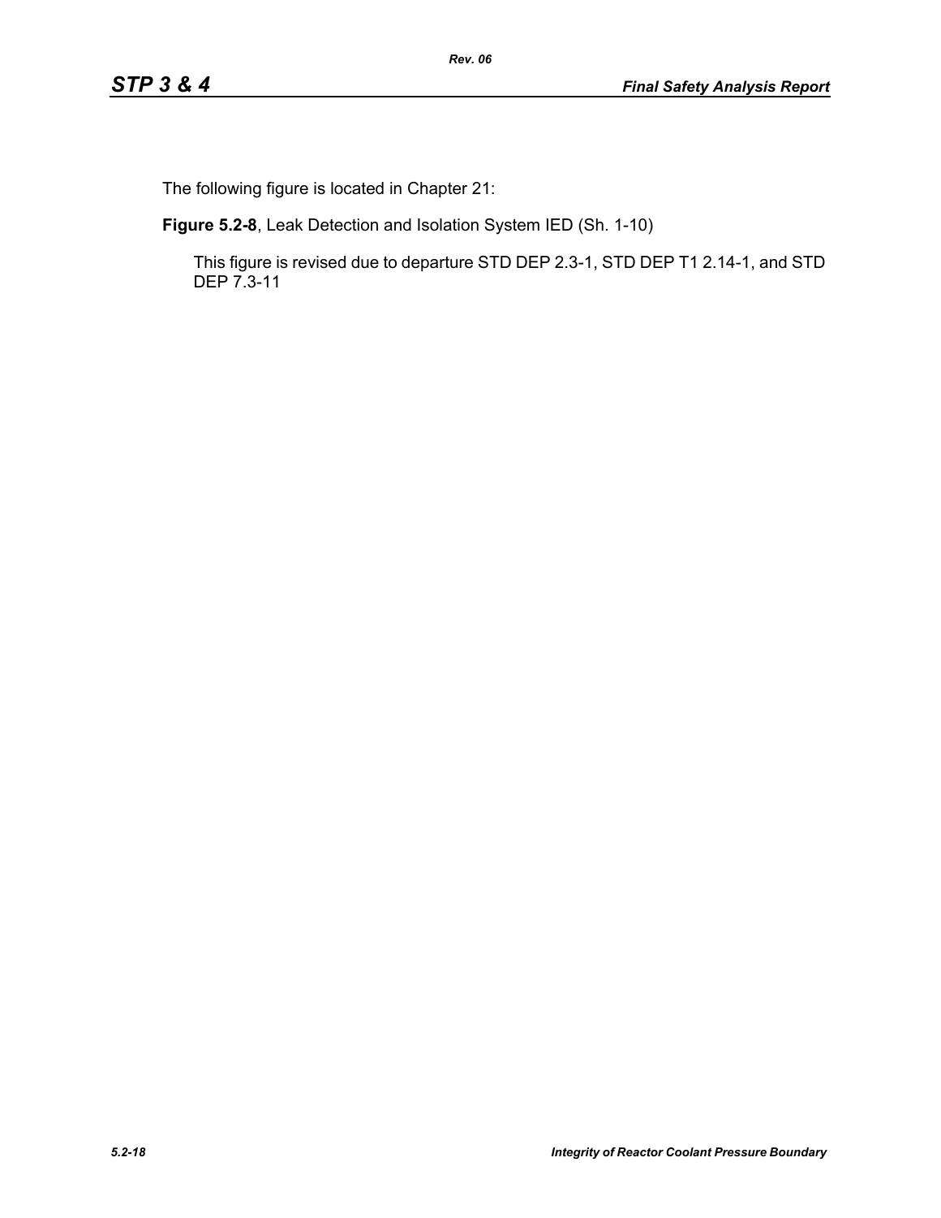The following figure is located in Chapter 21:

**Figure 5.2-8**, Leak Detection and Isolation System IED (Sh. 1-10)

This figure is revised due to departure STD DEP 2.3-1, STD DEP T1 2.14-1, and STD DEP 7.3-11